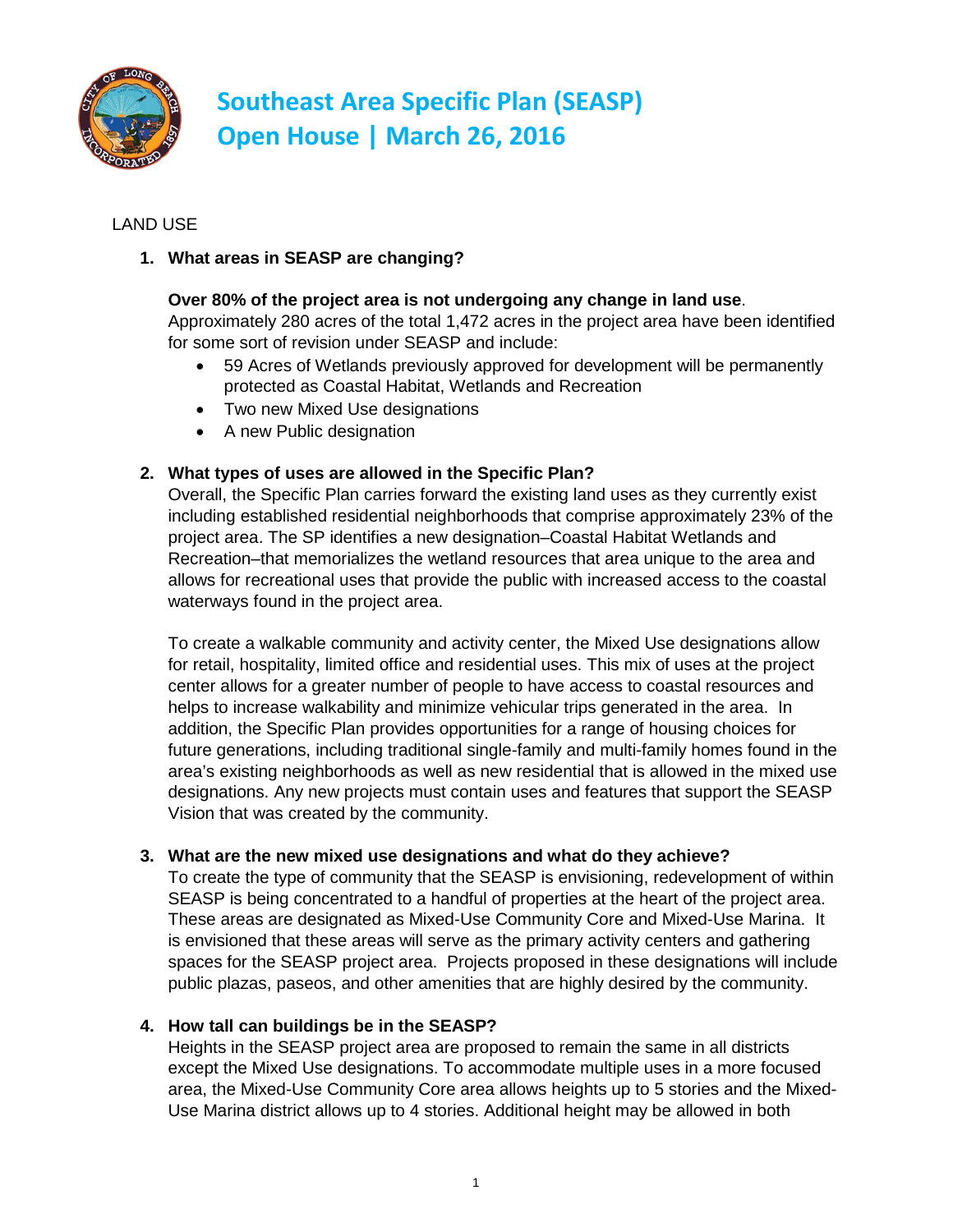# Southeast Area Specific Plan (SEASP)
# Open House | March 26, 2016

LAND USE

1. **What areas in SEASP are changing?**

   **Over 80% of the project area is not undergoing any change in land use**.
   Approximately 280 acres of the total 1,472 acres in the project area have been identified for some sort of revision under SEASP and include:
   - 59 Acres of Wetlands previously approved for development will be permanently protected as Coastal Habitat, Wetlands and Recreation
   - Two new Mixed Use designations
   - A new Public designation

2. **What types of uses are allowed in the Specific Plan?**
   Overall, the Specific Plan carries forward the existing land uses as they currently exist including established residential neighborhoods that comprise approximately 23% of the project area. The SP identifies a new designation–Coastal Habitat Wetlands and Recreation–that memorializes the wetland resources that area unique to the area and allows for recreational uses that provide the public with increased access to the coastal waterways found in the project area.

   To create a walkable community and activity center, the Mixed Use designations allow for retail, hospitality, limited office and residential uses. This mix of uses at the project center allows for a greater number of people to have access to coastal resources and helps to increase walkability and minimize vehicular trips generated in the area. In addition, the Specific Plan provides opportunities for a range of housing choices for future generations, including traditional single-family and multi-family homes found in the area's existing neighborhoods as well as new residential that is allowed in the mixed use designations. Any new projects must contain uses and features that support the SEASP Vision that was created by the community.

3. **What are the new mixed use designations and what do they achieve?**
   To create the type of community that the SEASP is envisioning, redevelopment of within SEASP is being concentrated to a handful of properties at the heart of the project area. These areas are designated as Mixed-Use Community Core and Mixed-Use Marina. It is envisioned that these areas will serve as the primary activity centers and gathering spaces for the SEASP project area. Projects proposed in these designations will include public plazas, paseos, and other amenities that are highly desired by the community.

4. **How tall can buildings be in the SEASP?**
   Heights in the SEASP project area are proposed to remain the same in all districts except the Mixed Use designations. To accommodate multiple uses in a more focused area, the Mixed-Use Community Core area allows heights up to 5 stories and the Mixed-Use Marina district allows up to 4 stories. Additional height may be allowed in both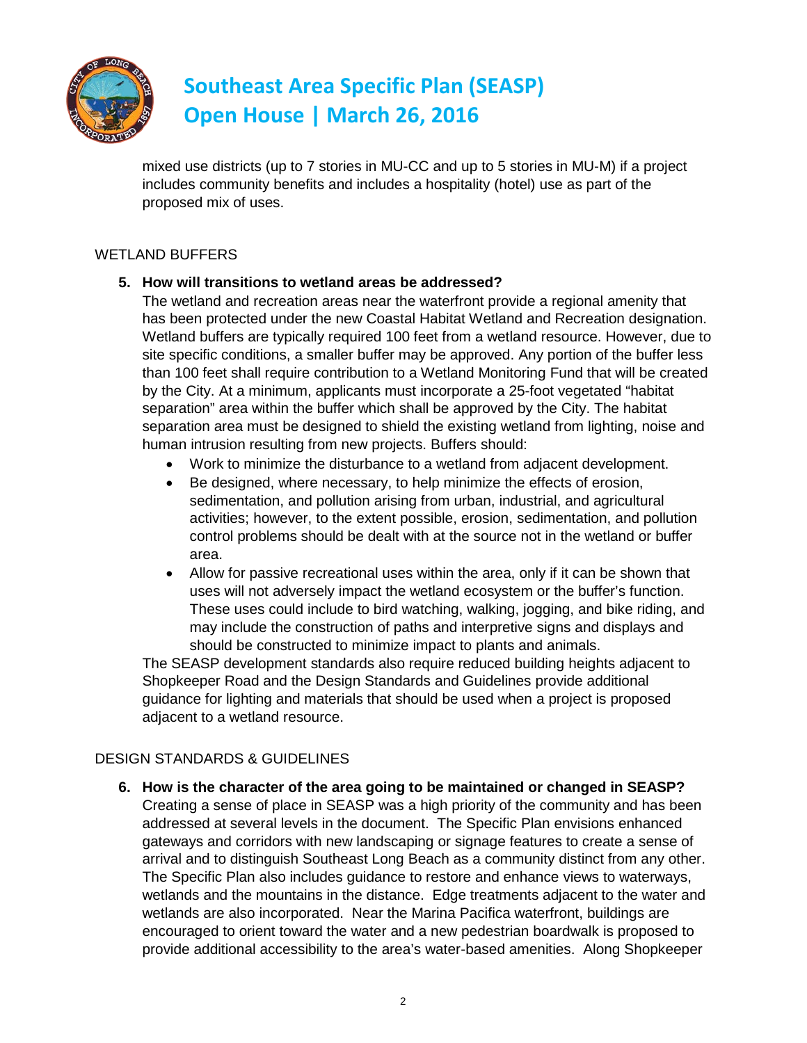mixed use districts (up to 7 stories in MU-CC and up to 5 stories in MU-M) if a project includes community benefits and includes a hospitality (hotel) use as part of the proposed mix of uses.

## WETLAND BUFFERS

**5. How will transitions to wetland areas be addressed?**

The wetland and recreation areas near the waterfront provide a regional amenity that has been protected under the new Coastal Habitat Wetland and Recreation designation. Wetland buffers are typically required 100 feet from a wetland resource. However, due to site specific conditions, a smaller buffer may be approved. Any portion of the buffer less than 100 feet shall require contribution to a Wetland Monitoring Fund that will be created by the City. At a minimum, applicants must incorporate a 25-foot vegetated "habitat separation" area within the buffer which shall be approved by the City. The habitat separation area must be designed to shield the existing wetland from lighting, noise and human intrusion resulting from new projects. Buffers should:

- Work to minimize the disturbance to a wetland from adjacent development.
- Be designed, where necessary, to help minimize the effects of erosion, sedimentation, and pollution arising from urban, industrial, and agricultural activities; however, to the extent possible, erosion, sedimentation, and pollution control problems should be dealt with at the source not in the wetland or buffer area.
- Allow for passive recreational uses within the area, only if it can be shown that uses will not adversely impact the wetland ecosystem or the buffer's function. These uses could include to bird watching, walking, jogging, and bike riding, and may include the construction of paths and interpretive signs and displays and should be constructed to minimize impact to plants and animals.

The SEASP development standards also require reduced building heights adjacent to Shopkeeper Road and the Design Standards and Guidelines provide additional guidance for lighting and materials that should be used when a project is proposed adjacent to a wetland resource.

## DESIGN STANDARDS & GUIDELINES

**6. How is the character of the area going to be maintained or changed in SEASP?**

Creating a sense of place in SEASP was a high priority of the community and has been addressed at several levels in the document. The Specific Plan envisions enhanced gateways and corridors with new landscaping or signage features to create a sense of arrival and to distinguish Southeast Long Beach as a community distinct from any other. The Specific Plan also includes guidance to restore and enhance views to waterways, wetlands and the mountains in the distance. Edge treatments adjacent to the water and wetlands are also incorporated. Near the Marina Pacifica waterfront, buildings are encouraged to orient toward the water and a new pedestrian boardwalk is proposed to provide additional accessibility to the area's water-based amenities. Along Shopkeeper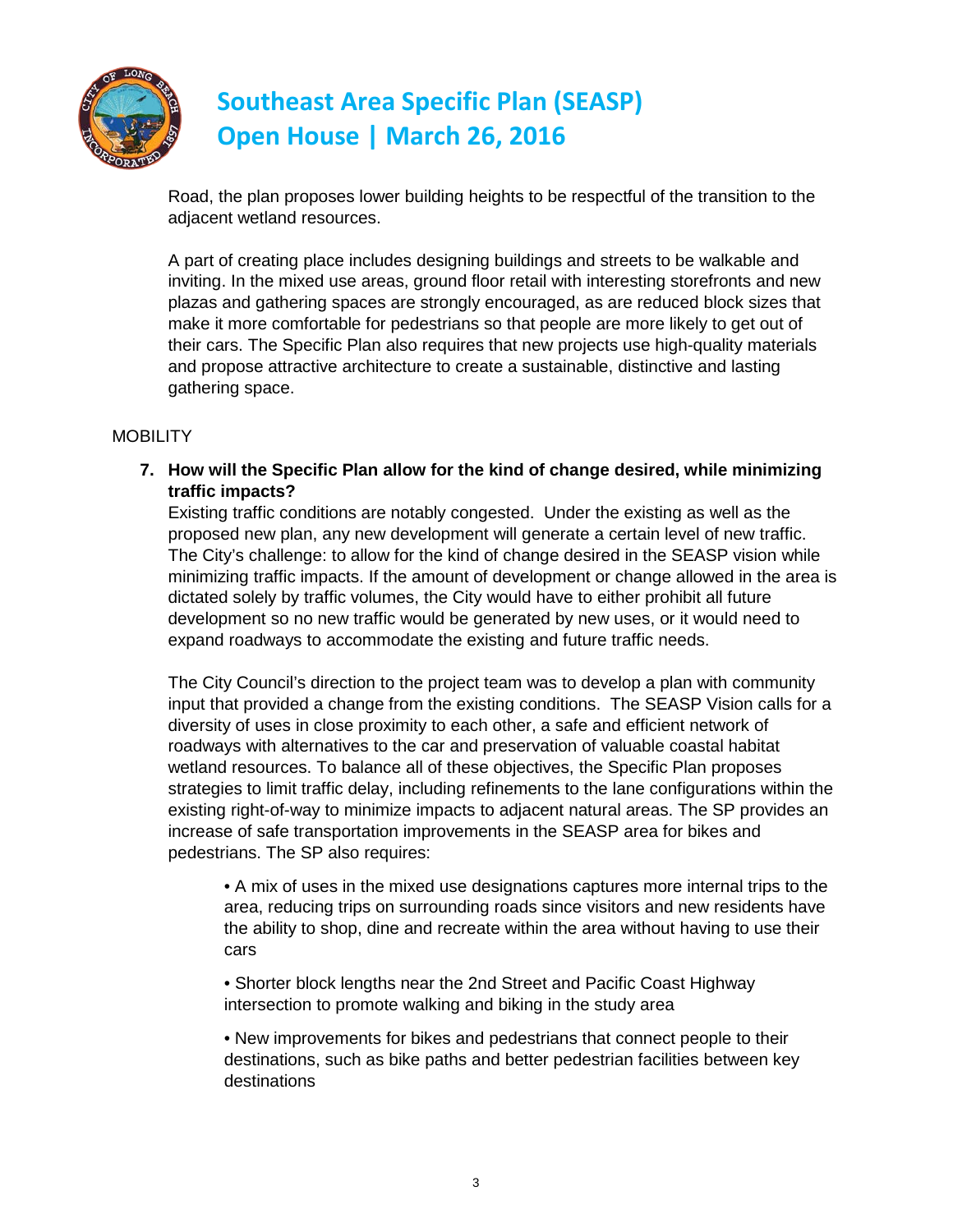Road, the plan proposes lower building heights to be respectful of the transition to the adjacent wetland resources.

A part of creating place includes designing buildings and streets to be walkable and inviting. In the mixed use areas, ground floor retail with interesting storefronts and new plazas and gathering spaces are strongly encouraged, as are reduced block sizes that make it more comfortable for pedestrians so that people are more likely to get out of their cars. The Specific Plan also requires that new projects use high-quality materials and propose attractive architecture to create a sustainable, distinctive and lasting gathering space.

## MOBILITY

**7. How will the Specific Plan allow for the kind of change desired, while minimizing traffic impacts?**

Existing traffic conditions are notably congested. Under the existing as well as the proposed new plan, any new development will generate a certain level of new traffic. The City's challenge: to allow for the kind of change desired in the SEASP vision while minimizing traffic impacts. If the amount of development or change allowed in the area is dictated solely by traffic volumes, the City would have to either prohibit all future development so no new traffic would be generated by new uses, or it would need to expand roadways to accommodate the existing and future traffic needs.

The City Council's direction to the project team was to develop a plan with community input that provided a change from the existing conditions. The SEASP Vision calls for a diversity of uses in close proximity to each other, a safe and efficient network of roadways with alternatives to the car and preservation of valuable coastal habitat wetland resources. To balance all of these objectives, the Specific Plan proposes strategies to limit traffic delay, including refinements to the lane configurations within the existing right-of-way to minimize impacts to adjacent natural areas. The SP provides an increase of safe transportation improvements in the SEASP area for bikes and pedestrians. The SP also requires:

- A mix of uses in the mixed use designations captures more internal trips to the area, reducing trips on surrounding roads since visitors and new residents have the ability to shop, dine and recreate within the area without having to use their cars
- Shorter block lengths near the 2nd Street and Pacific Coast Highway intersection to promote walking and biking in the study area
- New improvements for bikes and pedestrians that connect people to their destinations, such as bike paths and better pedestrian facilities between key destinations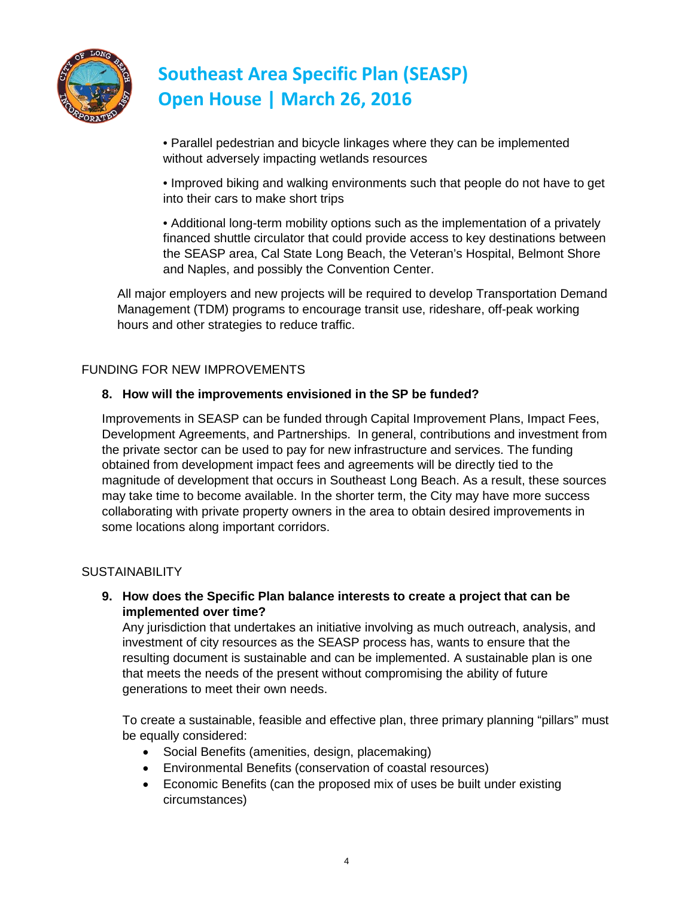- Parallel pedestrian and bicycle linkages where they can be implemented without adversely impacting wetlands resources

- Improved biking and walking environments such that people do not have to get into their cars to make short trips

- Additional long-term mobility options such as the implementation of a privately financed shuttle circulator that could provide access to key destinations between the SEASP area, Cal State Long Beach, the Veteran's Hospital, Belmont Shore and Naples, and possibly the Convention Center.

All major employers and new projects will be required to develop Transportation Demand Management (TDM) programs to encourage transit use, rideshare, off-peak working hours and other strategies to reduce traffic.

## FUNDING FOR NEW IMPROVEMENTS

**8. How will the improvements envisioned in the SP be funded?**

Improvements in SEASP can be funded through Capital Improvement Plans, Impact Fees, Development Agreements, and Partnerships. In general, contributions and investment from the private sector can be used to pay for new infrastructure and services. The funding obtained from development impact fees and agreements will be directly tied to the magnitude of development that occurs in Southeast Long Beach. As a result, these sources may take time to become available. In the shorter term, the City may have more success collaborating with private property owners in the area to obtain desired improvements in some locations along important corridors.

## SUSTAINABILITY

**9. How does the Specific Plan balance interests to create a project that can be implemented over time?**

Any jurisdiction that undertakes an initiative involving as much outreach, analysis, and investment of city resources as the SEASP process has, wants to ensure that the resulting document is sustainable and can be implemented. A sustainable plan is one that meets the needs of the present without compromising the ability of future generations to meet their own needs.

To create a sustainable, feasible and effective plan, three primary planning "pillars" must be equally considered:

- Social Benefits (amenities, design, placemaking)
- Environmental Benefits (conservation of coastal resources)
- Economic Benefits (can the proposed mix of uses be built under existing circumstances)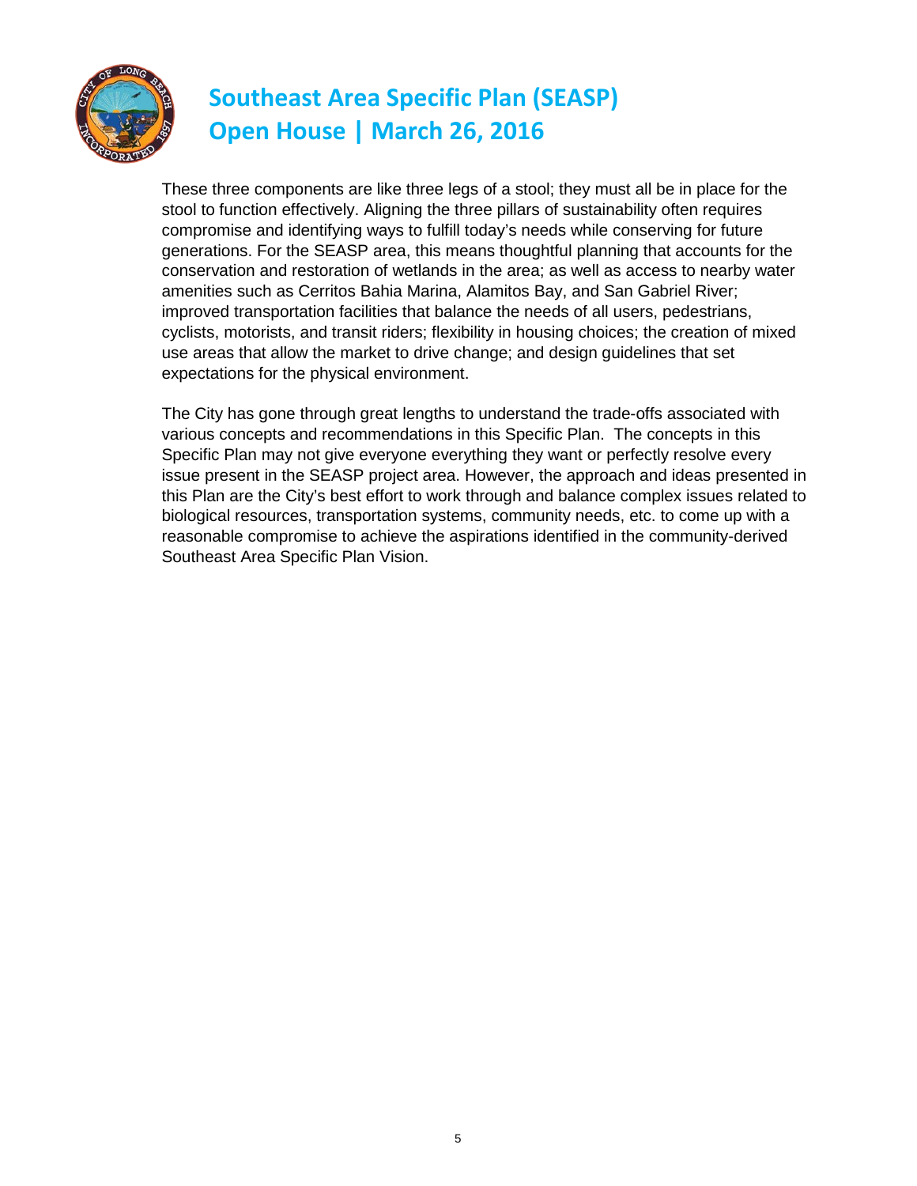These three components are like three legs of a stool; they must all be in place for the stool to function effectively. Aligning the three pillars of sustainability often requires compromise and identifying ways to fulfill today's needs while conserving for future generations. For the SEASP area, this means thoughtful planning that accounts for the conservation and restoration of wetlands in the area; as well as access to nearby water amenities such as Cerritos Bahia Marina, Alamitos Bay, and San Gabriel River; improved transportation facilities that balance the needs of all users, pedestrians, cyclists, motorists, and transit riders; flexibility in housing choices; the creation of mixed use areas that allow the market to drive change; and design guidelines that set expectations for the physical environment.

The City has gone through great lengths to understand the trade-offs associated with various concepts and recommendations in this Specific Plan. The concepts in this Specific Plan may not give everyone everything they want or perfectly resolve every issue present in the SEASP project area. However, the approach and ideas presented in this Plan are the City's best effort to work through and balance complex issues related to biological resources, transportation systems, community needs, etc. to come up with a reasonable compromise to achieve the aspirations identified in the community-derived Southeast Area Specific Plan Vision.